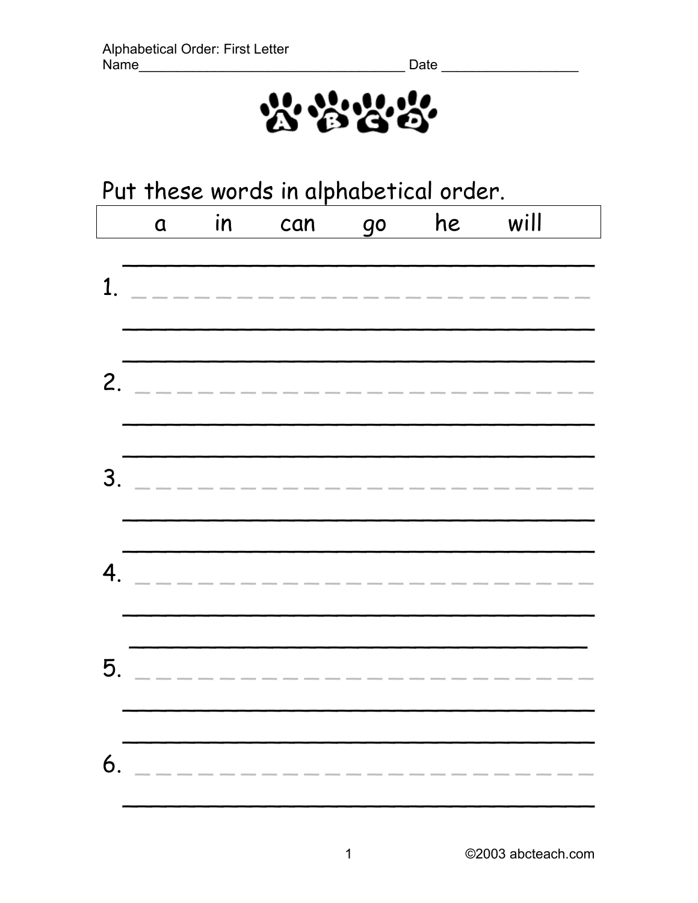Alphabetical Order: First Letter

Name_________________________________ Date _______________

## Put these words in alphabetical order.

| a | in | can | go | he | will |
|---|---|---|---|---|---|

1. ______________________________

2. ______________________________

3. ______________________________

4. ______________________________

5. ______________________________

6. ______________________________

©2003 abcteach.com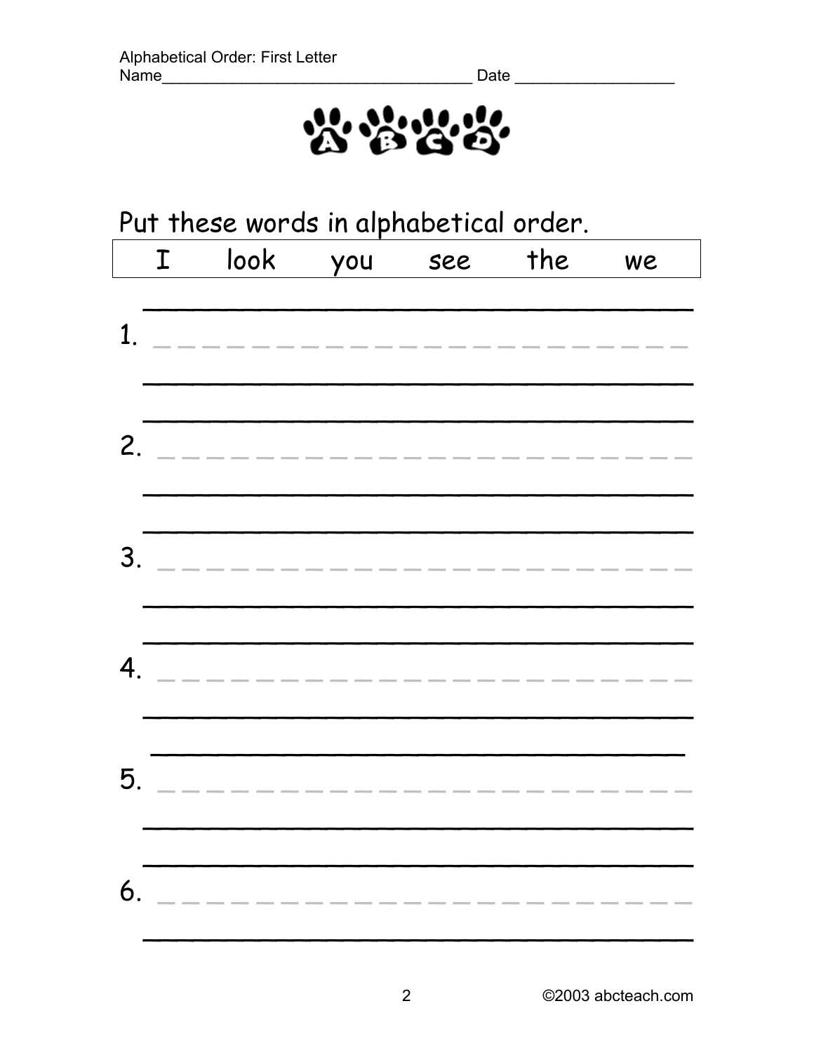Alphabetical Order: First Letter

Name_________________________________ Date _________________

## Put these words in alphabetical order.

| I | look | you | see | the | we |
|---|---|---|---|---|---|

1. ______________________________

2. ______________________________

3. ______________________________

4. ______________________________

5. ______________________________

6. ______________________________

©2003 abcteach.com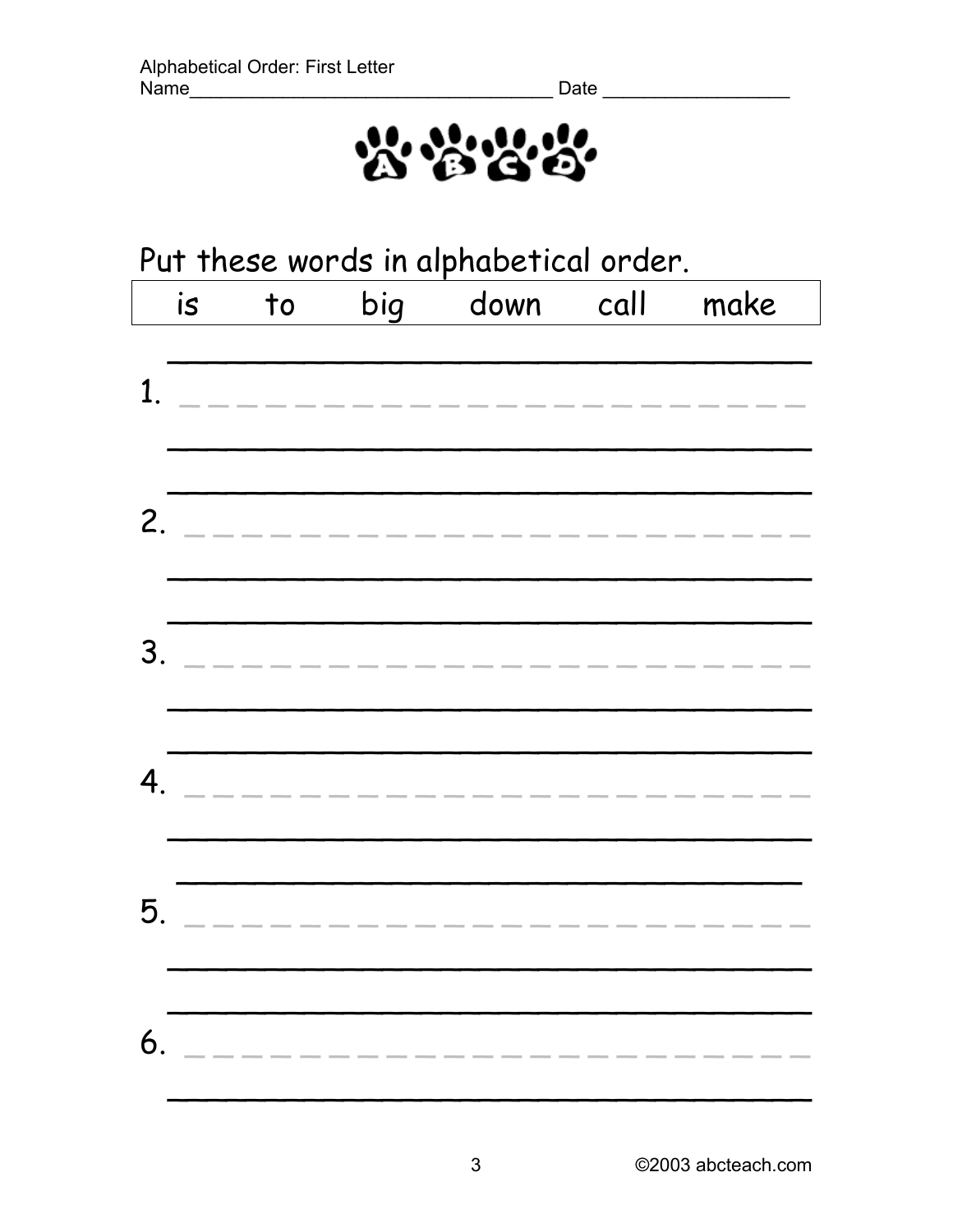Alphabetical Order: First Letter

Name___________________________________ Date __________________

## Put these words in alphabetical order.

| is | to | big | down | call | make |
|---|---|---|---|---|---|

1. ______________________________

2. ______________________________

3. ______________________________

4. ______________________________

5. ______________________________

6. ______________________________

©2003 abcteach.com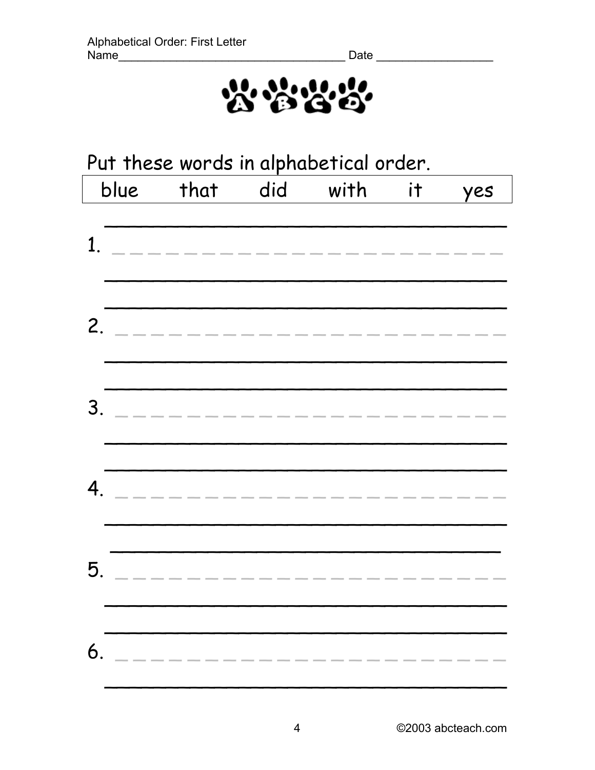Alphabetical Order: First Letter

Name___________________________________ Date __________________

Put these words in alphabetical order.

| blue | that | did | with | it | yes |
|---|---|---|---|---|---|

1. ______________________________

2. ______________________________

3. ______________________________

4. ______________________________

5. ______________________________

6. ______________________________

©2003 abcteach.com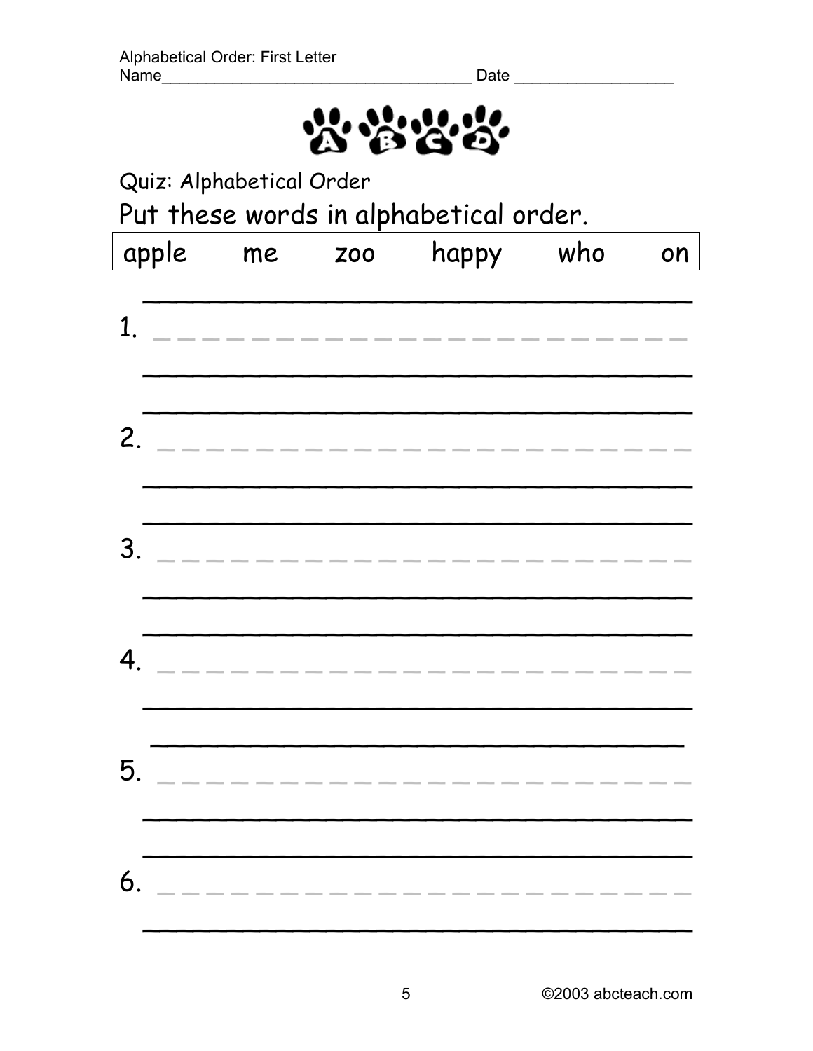Alphabetical Order: First Letter

Name___________________________________ Date __________________

Quiz: Alphabetical Order

## Put these words in alphabetical order.

| apple | me | zoo | happy | who | on |
|---|---|---|---|---|---|

1. ______________________________

2. ______________________________

3. ______________________________

4. ______________________________

5. ______________________________

6. ______________________________

©2003 abcteach.com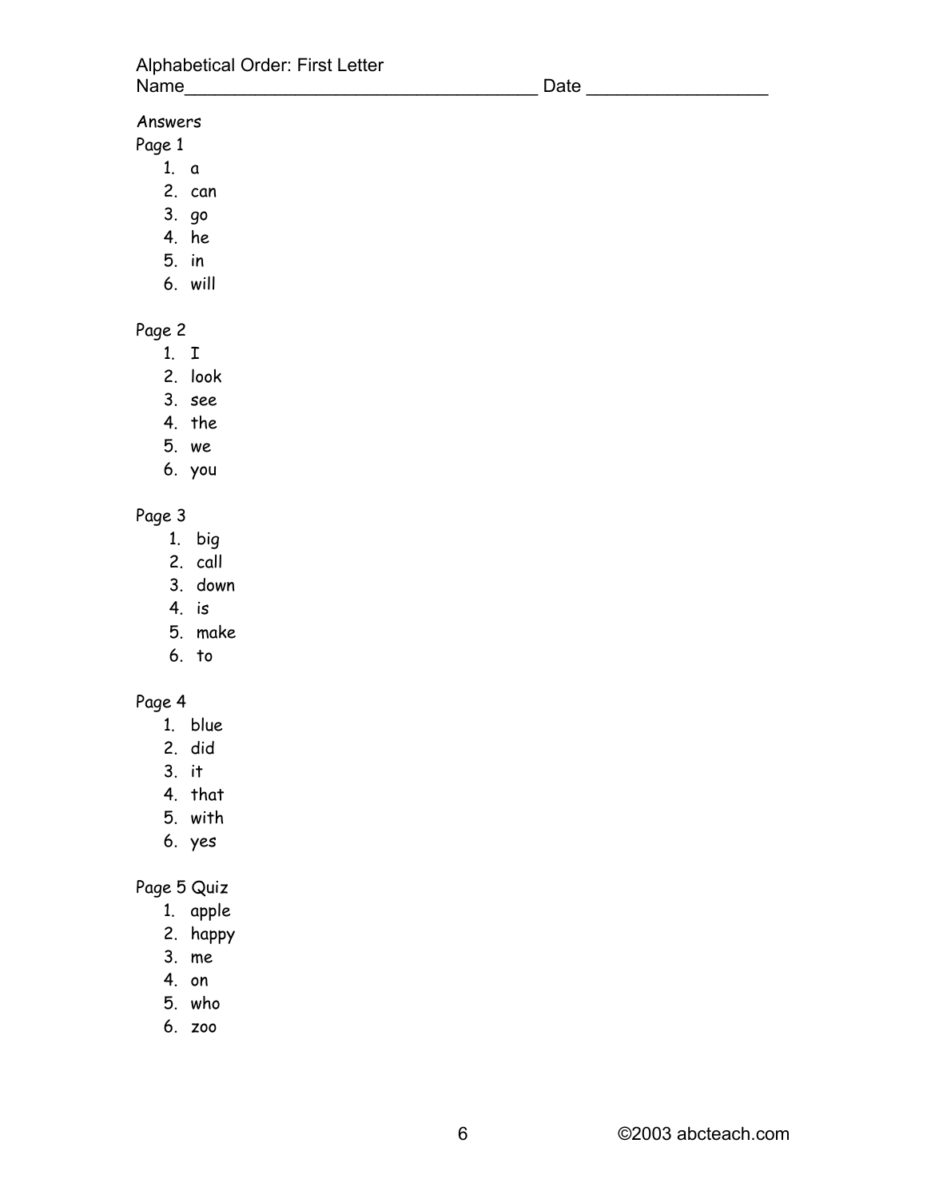Alphabetical Order: First Letter

Name___________________________________ Date _________________

Answers

Page 1

1. a
2. can
3. go
4. he
5. in
6. will

Page 2

1. I
2. look
3. see
4. the
5. we
6. you

Page 3

1. big
2. call
3. down
4. is
5. make
6. to

Page 4

1. blue
2. did
3. it
4. that
5. with
6. yes

Page 5 Quiz

1. apple
2. happy
3. me
4. on
5. who
6. zoo

©2003 abcteach.com